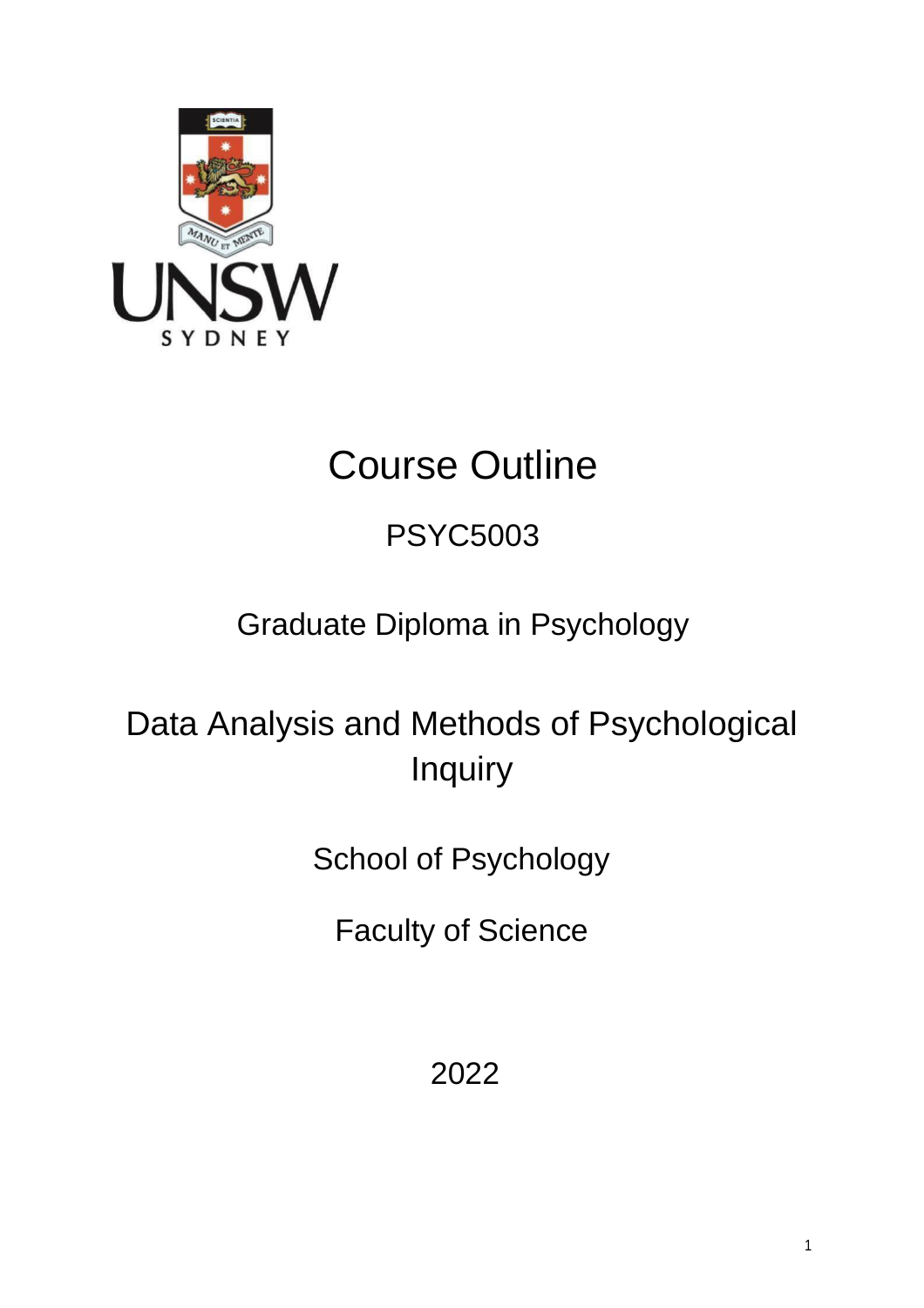# Course Outline

## PSYC5003

## Graduate Diploma in Psychology

## Data Analysis and Methods of Psychological Inquiry

School of Psychology

Faculty of Science

2022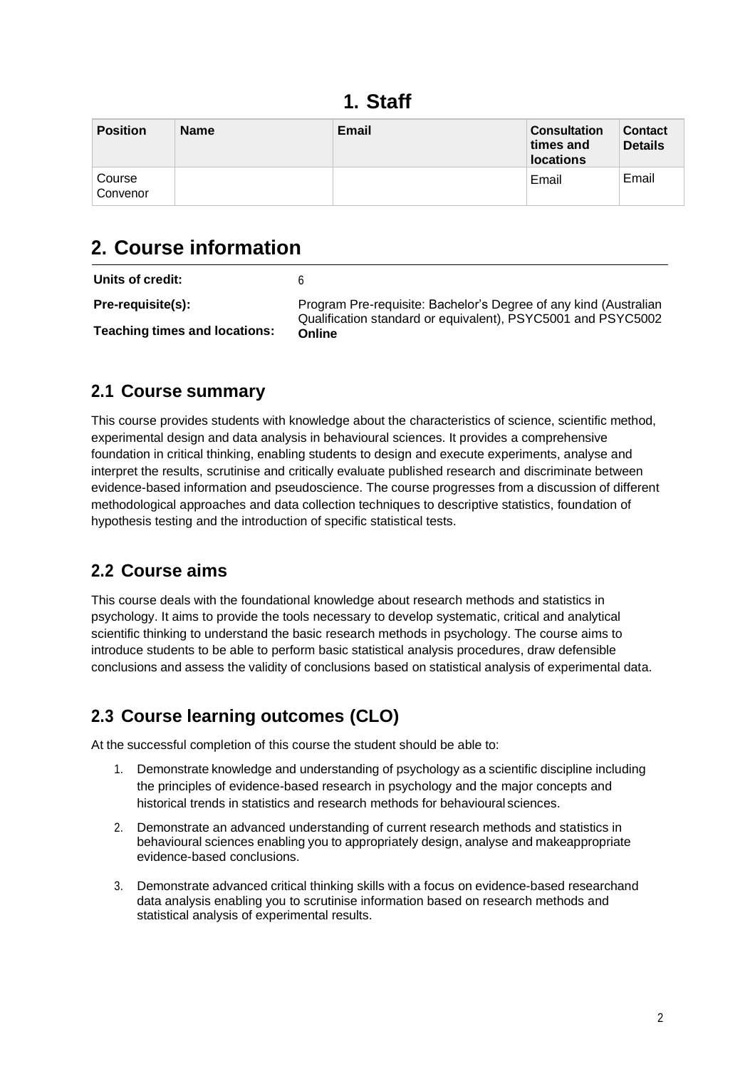# 1. Staff

| Position | Name | Email | Consultation times and locations | Contact Details |
|---|---|---|---|---|
| Course Convenor | | | Email | Email |

# 2. Course information

| | |
|---|---|
| **Units of credit:** | 6 |
| **Pre-requisite(s):** | Program Pre-requisite: Bachelor's Degree of any kind (Australian Qualification standard or equivalent), PSYC5001 and PSYC5002 |
| **Teaching times and locations:** | **Online** |

## 2.1 Course summary

This course provides students with knowledge about the characteristics of science, scientific method, experimental design and data analysis in behavioural sciences. It provides a comprehensive foundation in critical thinking, enabling students to design and execute experiments, analyse and interpret the results, scrutinise and critically evaluate published research and discriminate between evidence-based information and pseudoscience. The course progresses from a discussion of different methodological approaches and data collection techniques to descriptive statistics, foundation of hypothesis testing and the introduction of specific statistical tests.

## 2.2 Course aims

This course deals with the foundational knowledge about research methods and statistics in psychology. It aims to provide the tools necessary to develop systematic, critical and analytical scientific thinking to understand the basic research methods in psychology. The course aims to introduce students to be able to perform basic statistical analysis procedures, draw defensible conclusions and assess the validity of conclusions based on statistical analysis of experimental data.

## 2.3 Course learning outcomes (CLO)

At the successful completion of this course the student should be able to:

1. Demonstrate knowledge and understanding of psychology as a scientific discipline including the principles of evidence-based research in psychology and the major concepts and historical trends in statistics and research methods for behavioural sciences.
2. Demonstrate an advanced understanding of current research methods and statistics in behavioural sciences enabling you to appropriately design, analyse and makeappropriate evidence-based conclusions.
3. Demonstrate advanced critical thinking skills with a focus on evidence-based researchand data analysis enabling you to scrutinise information based on research methods and statistical analysis of experimental results.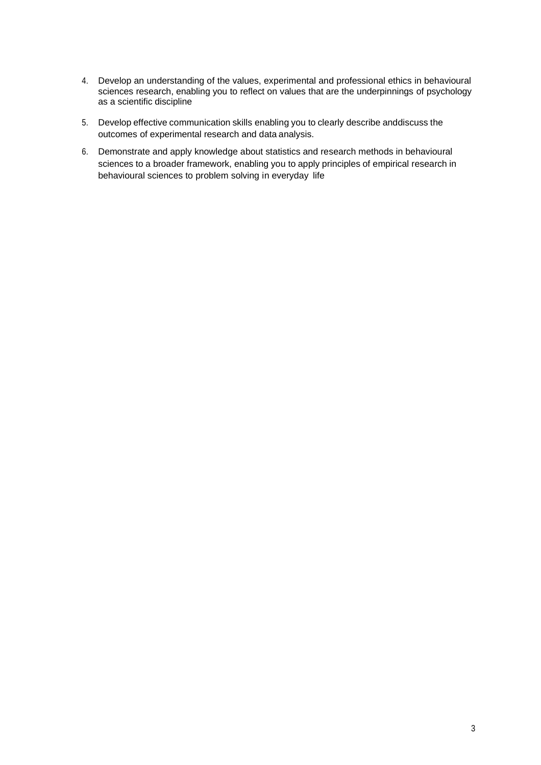4. Develop an understanding of the values, experimental and professional ethics in behavioural sciences research, enabling you to reflect on values that are the underpinnings of psychology as a scientific discipline
5. Develop effective communication skills enabling you to clearly describe anddiscuss the outcomes of experimental research and data analysis.
6. Demonstrate and apply knowledge about statistics and research methods in behavioural sciences to a broader framework, enabling you to apply principles of empirical research in behavioural sciences to problem solving in everyday life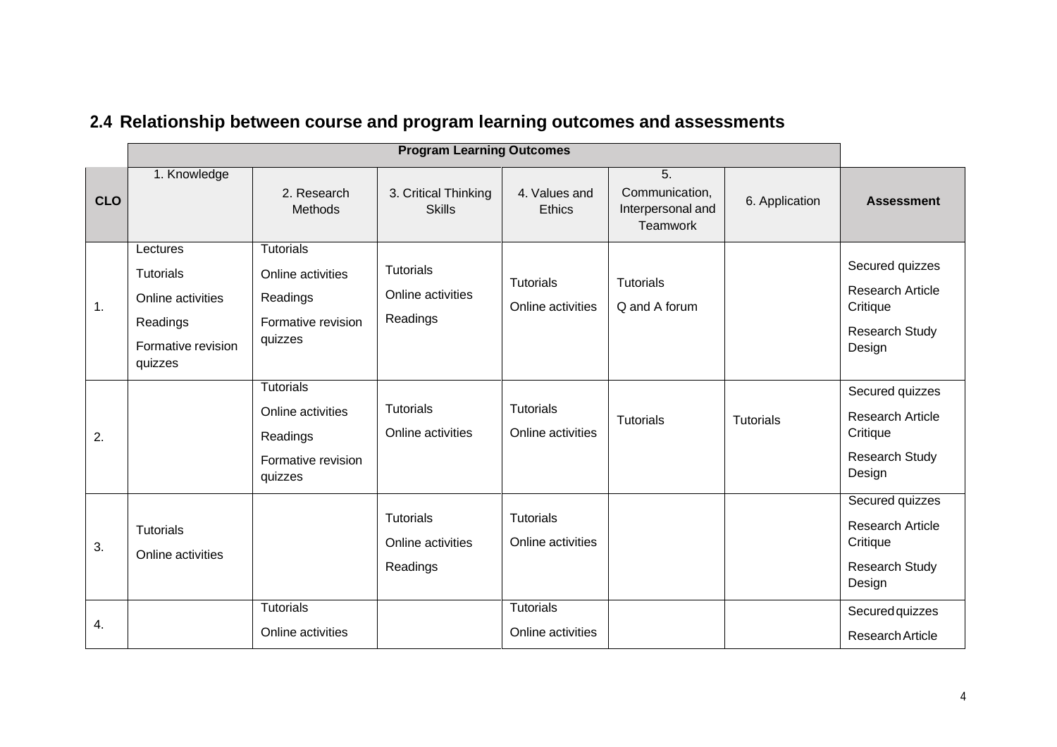## 2.4 Relationship between course and program learning outcomes and assessments

| | Program Learning Outcomes | | | | | | |
|---|---|---|---|---|---|---|---|
| **CLO** | 1. Knowledge | 2. Research Methods | 3. Critical Thinking Skills | 4. Values and Ethics | 5. Communication, Interpersonal and Teamwork | 6. Application | **Assessment** |
| 1. | Lectures<br>Tutorials<br>Online activities<br>Readings<br>Formative revision quizzes | Tutorials<br>Online activities<br>Readings<br>Formative revision quizzes | Tutorials<br>Online activities<br>Readings | Tutorials<br>Online activities | Tutorials<br>Q and A forum | | Secured quizzes<br>Research Article Critique<br>Research Study Design |
| 2. | | Tutorials<br>Online activities<br>Readings<br>Formative revision quizzes | Tutorials<br>Online activities | Tutorials<br>Online activities | Tutorials | Tutorials | Secured quizzes<br>Research Article Critique<br>Research Study Design |
| 3. | Tutorials<br>Online activities | | Tutorials<br>Online activities<br>Readings | Tutorials<br>Online activities | | | Secured quizzes<br>Research Article Critique<br>Research Study Design |
| 4. | | Tutorials<br>Online activities | | Tutorials<br>Online activities | | | Secured quizzes<br>Research Article |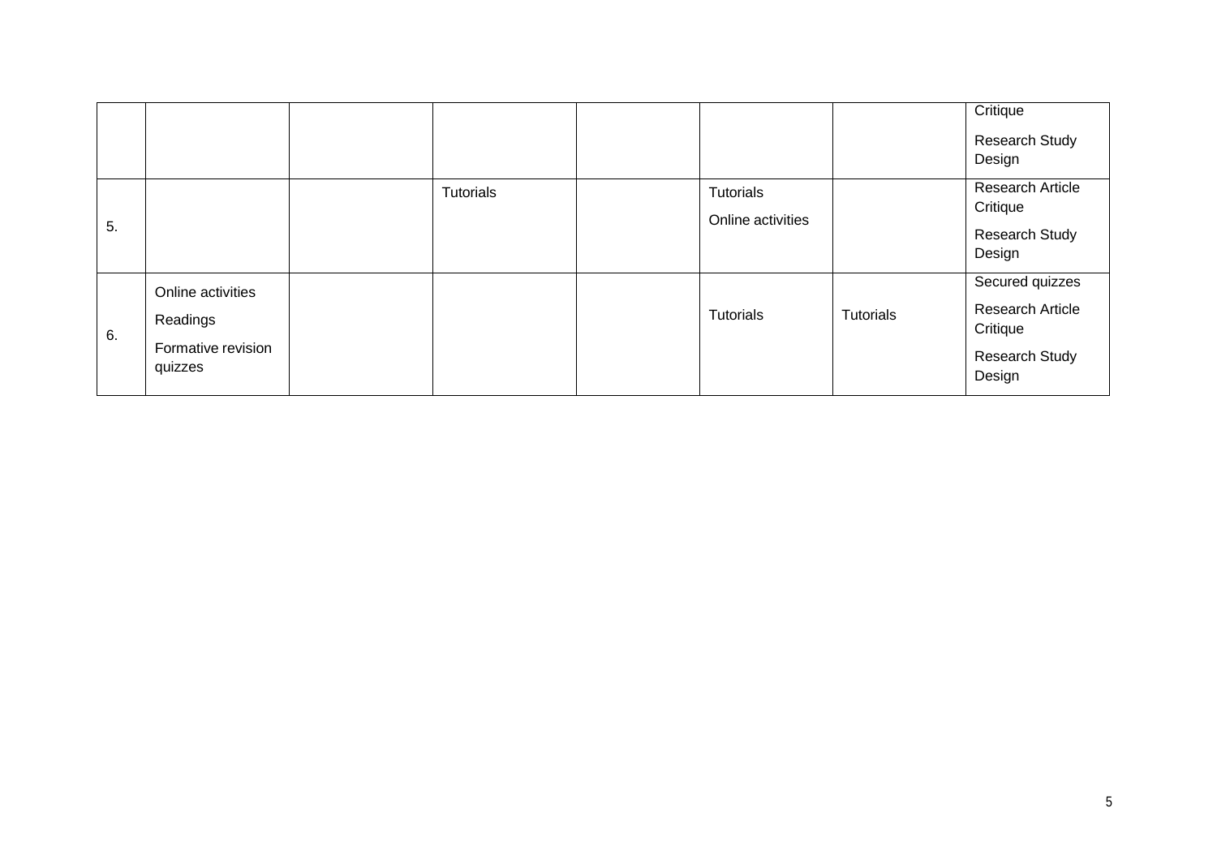| | | | | | | | |
|---|---|---|---|---|---|---|---|
| | | | | | | | Critique<br>Research Study Design |
| 5. | | | Tutorials | | Tutorials<br>Online activities | | Research Article Critique<br>Research Study Design |
| 6. | Online activities<br>Readings<br>Formative revision quizzes | | | | Tutorials | Tutorials | Secured quizzes<br>Research Article Critique<br>Research Study Design |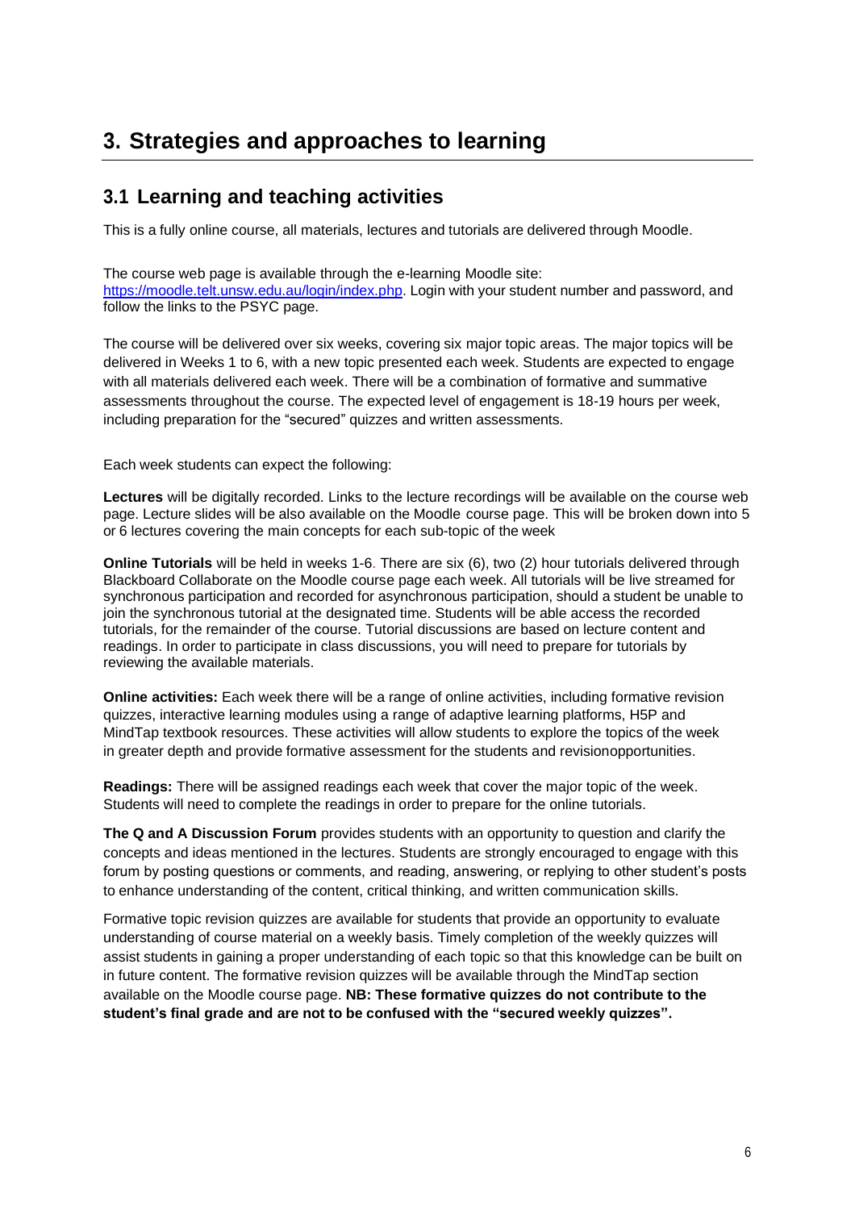# 3. Strategies and approaches to learning

## 3.1 Learning and teaching activities

This is a fully online course, all materials, lectures and tutorials are delivered through Moodle.

The course web page is available through the e-learning Moodle site: https://moodle.telt.unsw.edu.au/login/index.php. Login with your student number and password, and follow the links to the PSYC page.

The course will be delivered over six weeks, covering six major topic areas. The major topics will be delivered in Weeks 1 to 6, with a new topic presented each week. Students are expected to engage with all materials delivered each week. There will be a combination of formative and summative assessments throughout the course. The expected level of engagement is 18-19 hours per week, including preparation for the "secured" quizzes and written assessments.

Each week students can expect the following:

**Lectures** will be digitally recorded. Links to the lecture recordings will be available on the course web page. Lecture slides will be also available on the Moodle course page. This will be broken down into 5 or 6 lectures covering the main concepts for each sub-topic of the week

**Online Tutorials** will be held in weeks 1-6. There are six (6), two (2) hour tutorials delivered through Blackboard Collaborate on the Moodle course page each week. All tutorials will be live streamed for synchronous participation and recorded for asynchronous participation, should a student be unable to join the synchronous tutorial at the designated time. Students will be able access the recorded tutorials, for the remainder of the course. Tutorial discussions are based on lecture content and readings. In order to participate in class discussions, you will need to prepare for tutorials by reviewing the available materials.

**Online activities:** Each week there will be a range of online activities, including formative revision quizzes, interactive learning modules using a range of adaptive learning platforms, H5P and MindTap textbook resources. These activities will allow students to explore the topics of the week in greater depth and provide formative assessment for the students and revisionopportunities.

**Readings:** There will be assigned readings each week that cover the major topic of the week. Students will need to complete the readings in order to prepare for the online tutorials.

**The Q and A Discussion Forum** provides students with an opportunity to question and clarify the concepts and ideas mentioned in the lectures. Students are strongly encouraged to engage with this forum by posting questions or comments, and reading, answering, or replying to other student's posts to enhance understanding of the content, critical thinking, and written communication skills.

Formative topic revision quizzes are available for students that provide an opportunity to evaluate understanding of course material on a weekly basis. Timely completion of the weekly quizzes will assist students in gaining a proper understanding of each topic so that this knowledge can be built on in future content. The formative revision quizzes will be available through the MindTap section available on the Moodle course page. **NB: These formative quizzes do not contribute to the student's final grade and are not to be confused with the "secured weekly quizzes".**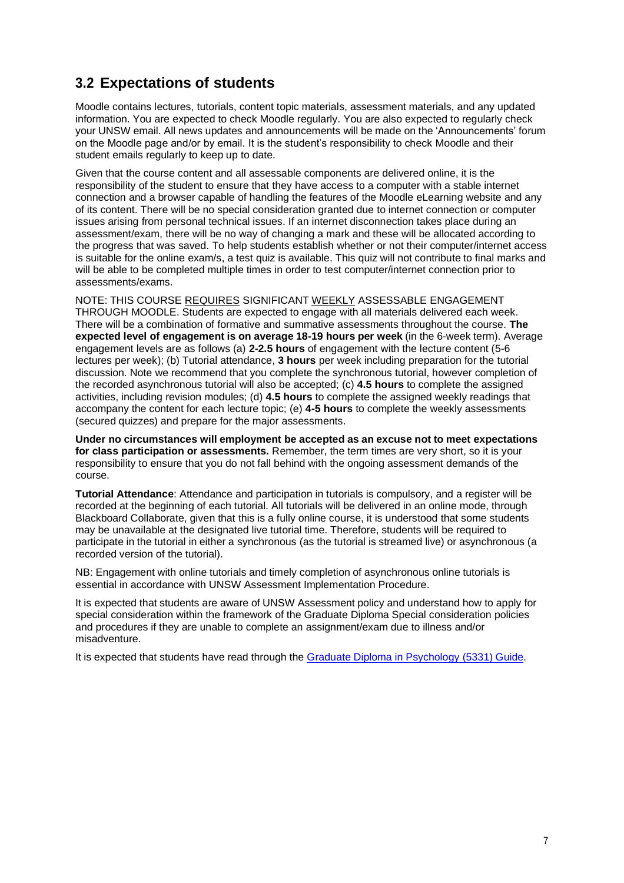## 3.2 Expectations of students

Moodle contains lectures, tutorials, content topic materials, assessment materials, and any updated information. You are expected to check Moodle regularly. You are also expected to regularly check your UNSW email. All news updates and announcements will be made on the 'Announcements' forum on the Moodle page and/or by email. It is the student's responsibility to check Moodle and their student emails regularly to keep up to date.

Given that the course content and all assessable components are delivered online, it is the responsibility of the student to ensure that they have access to a computer with a stable internet connection and a browser capable of handling the features of the Moodle eLearning website and any of its content. There will be no special consideration granted due to internet connection or computer issues arising from personal technical issues. If an internet disconnection takes place during an assessment/exam, there will be no way of changing a mark and these will be allocated according to the progress that was saved. To help students establish whether or not their computer/internet access is suitable for the online exam/s, a test quiz is available. This quiz will not contribute to final marks and will be able to be completed multiple times in order to test computer/internet connection prior to assessments/exams.

NOTE: THIS COURSE <u>REQUIRES</u> SIGNIFICANT <u>WEEKLY</u> ASSESSABLE ENGAGEMENT THROUGH MOODLE. Students are expected to engage with all materials delivered each week. There will be a combination of formative and summative assessments throughout the course. **The expected level of engagement is on average 18-19 hours per week** (in the 6-week term). Average engagement levels are as follows (a) **2-2.5 hours** of engagement with the lecture content (5-6 lectures per week); (b) Tutorial attendance, **3 hours** per week including preparation for the tutorial discussion. Note we recommend that you complete the synchronous tutorial, however completion of the recorded asynchronous tutorial will also be accepted; (c) **4.5 hours** to complete the assigned activities, including revision modules; (d) **4.5 hours** to complete the assigned weekly readings that accompany the content for each lecture topic; (e) **4-5 hours** to complete the weekly assessments (secured quizzes) and prepare for the major assessments.

**Under no circumstances will employment be accepted as an excuse not to meet expectations for class participation or assessments.** Remember, the term times are very short, so it is your responsibility to ensure that you do not fall behind with the ongoing assessment demands of the course.

**Tutorial Attendance**: Attendance and participation in tutorials is compulsory, and a register will be recorded at the beginning of each tutorial. All tutorials will be delivered in an online mode, through Blackboard Collaborate, given that this is a fully online course, it is understood that some students may be unavailable at the designated live tutorial time. Therefore, students will be required to participate in the tutorial in either a synchronous (as the tutorial is streamed live) or asynchronous (a recorded version of the tutorial).

NB: Engagement with online tutorials and timely completion of asynchronous online tutorials is essential in accordance with UNSW Assessment Implementation Procedure.

It is expected that students are aware of UNSW Assessment policy and understand how to apply for special consideration within the framework of the Graduate Diploma Special consideration policies and procedures if they are unable to complete an assignment/exam due to illness and/or misadventure.

It is expected that students have read through the [Graduate Diploma in Psychology (5331) Guide](#).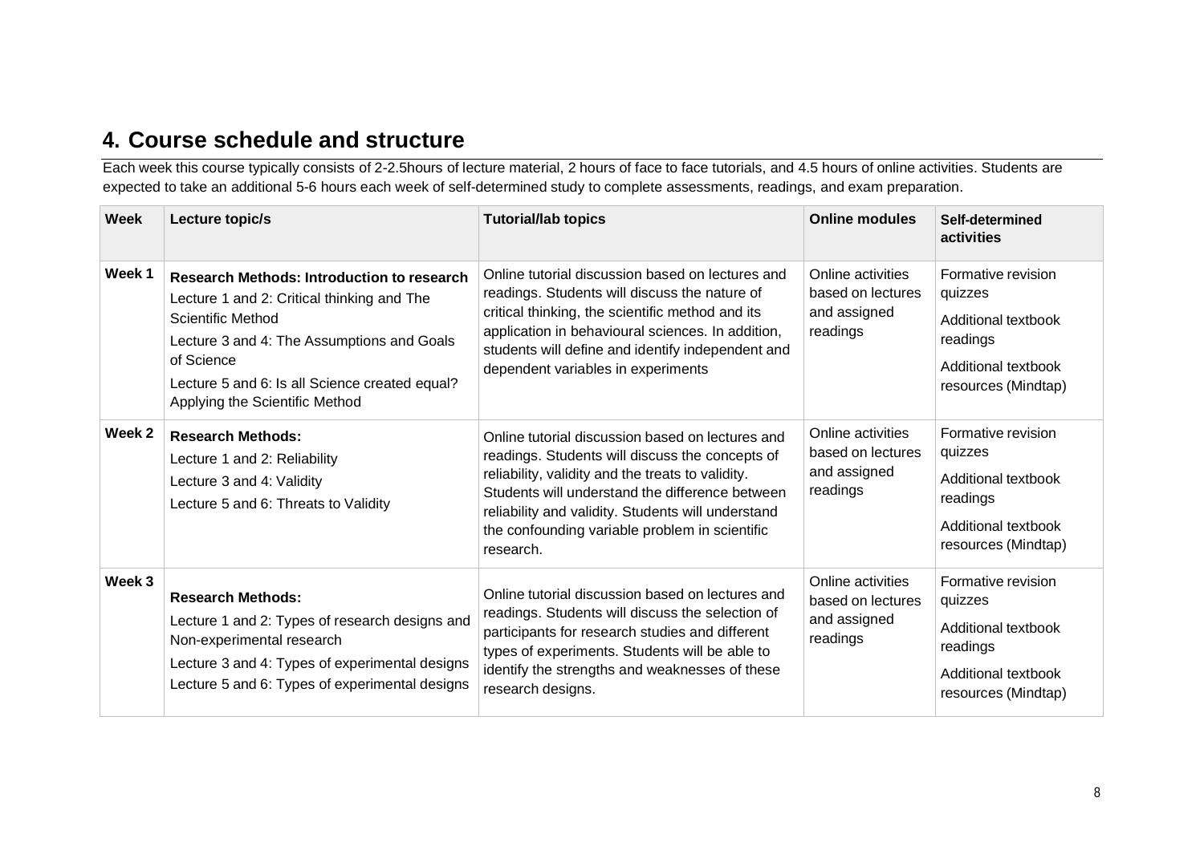## 4. Course schedule and structure

Each week this course typically consists of 2-2.5hours of lecture material, 2 hours of face to face tutorials, and 4.5 hours of online activities. Students are expected to take an additional 5-6 hours each week of self-determined study to complete assessments, readings, and exam preparation.

| Week | Lecture topic/s | Tutorial/lab topics | Online modules | Self-determined activities |
|---|---|---|---|---|
| Week 1 | **Research Methods: Introduction to research**<br>Lecture 1 and 2: Critical thinking and The Scientific Method<br>Lecture 3 and 4: The Assumptions and Goals of Science<br>Lecture 5 and 6: Is all Science created equal? Applying the Scientific Method | Online tutorial discussion based on lectures and readings. Students will discuss the nature of critical thinking, the scientific method and its application in behavioural sciences. In addition, students will define and identify independent and dependent variables in experiments | Online activities based on lectures and assigned readings | Formative revision quizzes<br>Additional textbook readings<br>Additional textbook resources (Mindtap) |
| Week 2 | **Research Methods:**<br>Lecture 1 and 2: Reliability<br>Lecture 3 and 4: Validity<br>Lecture 5 and 6: Threats to Validity | Online tutorial discussion based on lectures and readings. Students will discuss the concepts of reliability, validity and the treats to validity. Students will understand the difference between reliability and validity. Students will understand the confounding variable problem in scientific research. | Online activities based on lectures and assigned readings | Formative revision quizzes<br>Additional textbook readings<br>Additional textbook resources (Mindtap) |
| Week 3 | **Research Methods:**<br>Lecture 1 and 2: Types of research designs and Non-experimental research<br>Lecture 3 and 4: Types of experimental designs<br>Lecture 5 and 6: Types of experimental designs | Online tutorial discussion based on lectures and readings. Students will discuss the selection of participants for research studies and different types of experiments. Students will be able to identify the strengths and weaknesses of these research designs. | Online activities based on lectures and assigned readings | Formative revision quizzes<br>Additional textbook readings<br>Additional textbook resources (Mindtap) |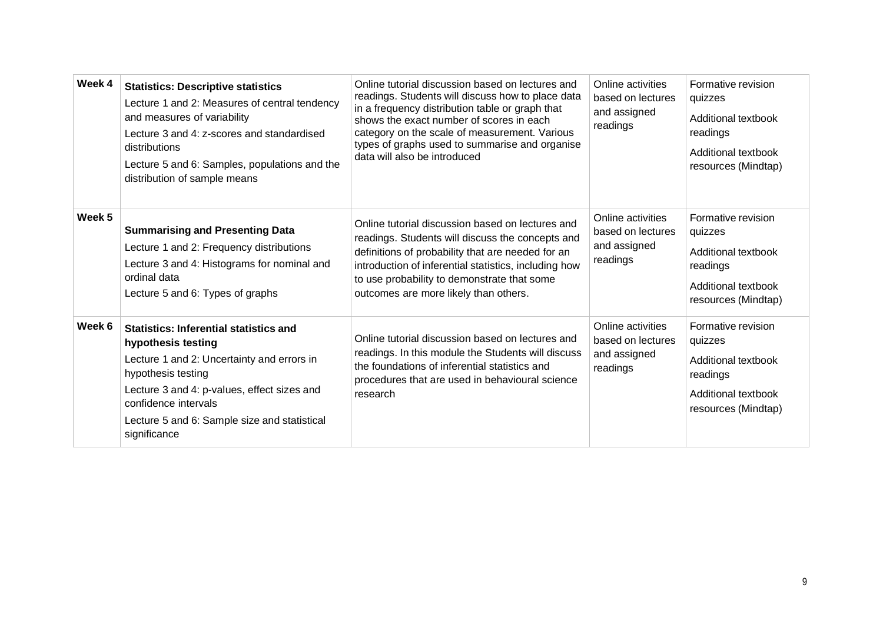| Week 4 | **Statistics: Descriptive statistics**<br>Lecture 1 and 2: Measures of central tendency and measures of variability<br>Lecture 3 and 4: z-scores and standardised distributions<br>Lecture 5 and 6: Samples, populations and the distribution of sample means | Online tutorial discussion based on lectures and readings. Students will discuss how to place data in a frequency distribution table or graph that shows the exact number of scores in each category on the scale of measurement. Various types of graphs used to summarise and organise data will also be introduced | Online activities based on lectures and assigned readings | Formative revision quizzes<br>Additional textbook readings<br>Additional textbook resources (Mindtap) |
|---|---|---|---|---|
| **Week 5** | **Summarising and Presenting Data**<br>Lecture 1 and 2: Frequency distributions<br>Lecture 3 and 4: Histograms for nominal and ordinal data<br>Lecture 5 and 6: Types of graphs | Online tutorial discussion based on lectures and readings. Students will discuss the concepts and definitions of probability that are needed for an introduction of inferential statistics, including how to use probability to demonstrate that some outcomes are more likely than others. | Online activities based on lectures and assigned readings | Formative revision quizzes<br>Additional textbook readings<br>Additional textbook resources (Mindtap) |
| **Week 6** | **Statistics: Inferential statistics and hypothesis testing**<br>Lecture 1 and 2: Uncertainty and errors in hypothesis testing<br>Lecture 3 and 4: p-values, effect sizes and confidence intervals<br>Lecture 5 and 6: Sample size and statistical significance | Online tutorial discussion based on lectures and readings. In this module the Students will discuss the foundations of inferential statistics and procedures that are used in behavioural science research | Online activities based on lectures and assigned readings | Formative revision quizzes<br>Additional textbook readings<br>Additional textbook resources (Mindtap) |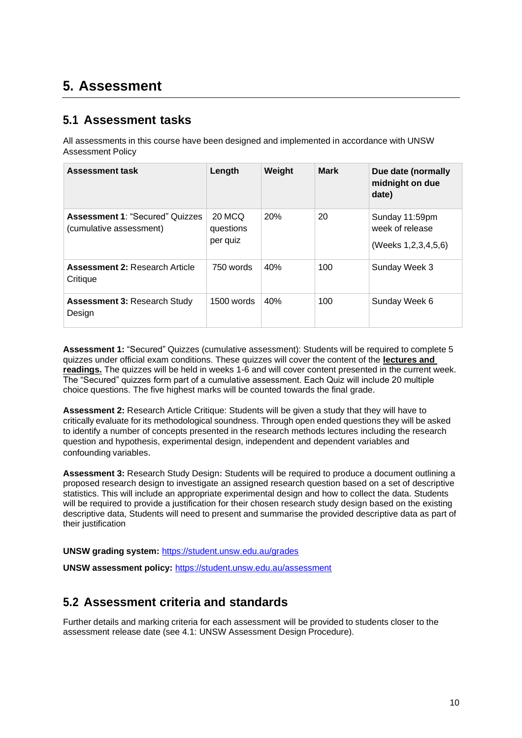# 5. Assessment

## 5.1 Assessment tasks

All assessments in this course have been designed and implemented in accordance with UNSW Assessment Policy

| Assessment task | Length | Weight | Mark | Due date (normally midnight on due date) |
|---|---|---|---|---|
| **Assessment 1**: "Secured" Quizzes (cumulative assessment) | 20 MCQ questions per quiz | 20% | 20 | Sunday 11:59pm week of release (Weeks 1,2,3,4,5,6) |
| **Assessment 2:** Research Article Critique | 750 words | 40% | 100 | Sunday Week 3 |
| **Assessment 3:** Research Study Design | 1500 words | 40% | 100 | Sunday Week 6 |

**Assessment 1:** "Secured" Quizzes (cumulative assessment): Students will be required to complete 5 quizzes under official exam conditions. These quizzes will cover the content of the **lectures and readings.** The quizzes will be held in weeks 1-6 and will cover content presented in the current week. The "Secured" quizzes form part of a cumulative assessment. Each Quiz will include 20 multiple choice questions. The five highest marks will be counted towards the final grade.

**Assessment 2:** Research Article Critique: Students will be given a study that they will have to critically evaluate for its methodological soundness. Through open ended questions they will be asked to identify a number of concepts presented in the research methods lectures including the research question and hypothesis, experimental design, independent and dependent variables and confounding variables.

**Assessment 3:** Research Study Design: Students will be required to produce a document outlining a proposed research design to investigate an assigned research question based on a set of descriptive statistics. This will include an appropriate experimental design and how to collect the data. Students will be required to provide a justification for their chosen research study design based on the existing descriptive data, Students will need to present and summarise the provided descriptive data as part of their justification

**UNSW grading system:** https://student.unsw.edu.au/grades

**UNSW assessment policy:** https://student.unsw.edu.au/assessment

## 5.2 Assessment criteria and standards

Further details and marking criteria for each assessment will be provided to students closer to the assessment release date (see 4.1: UNSW Assessment Design Procedure).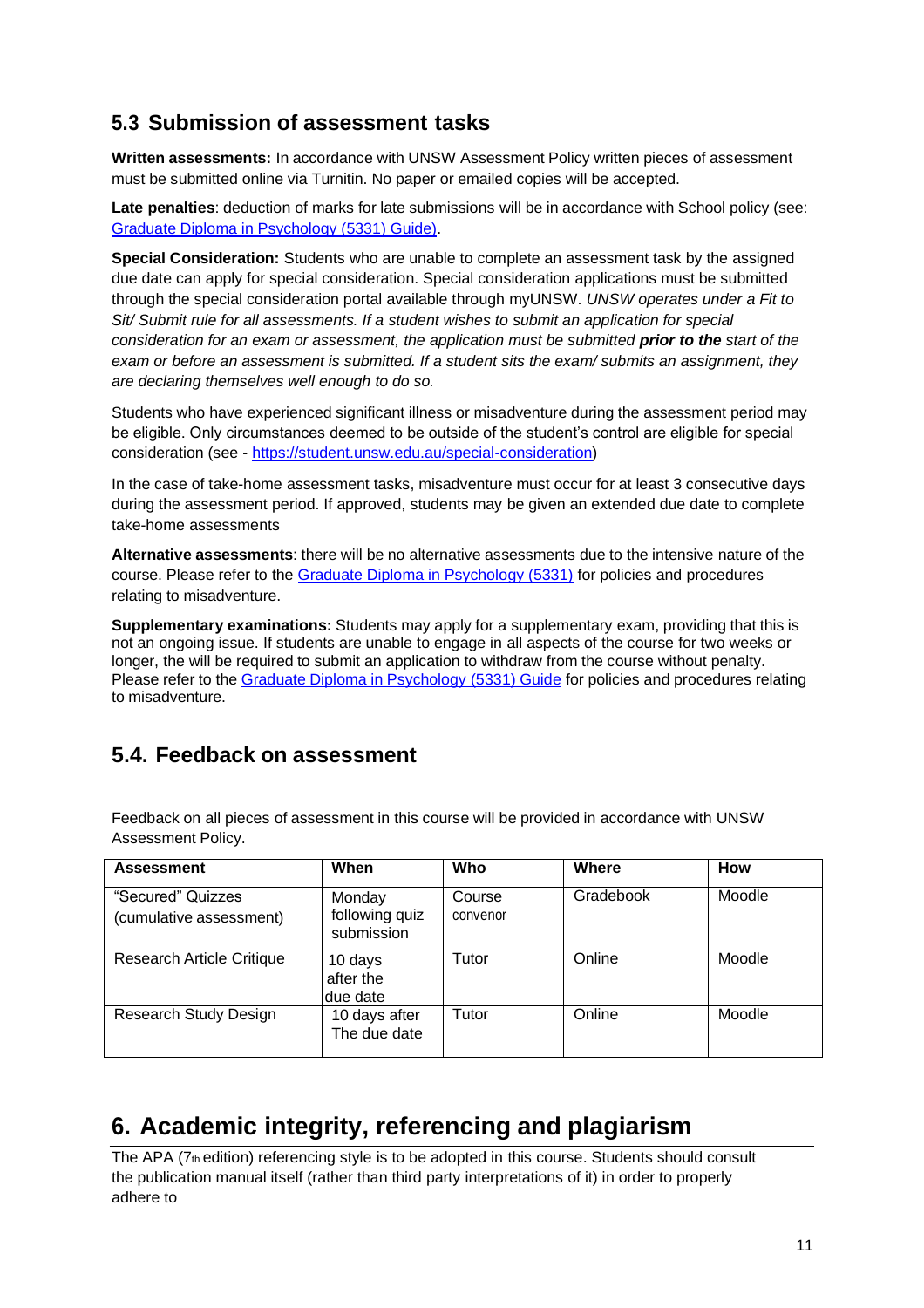## 5.3 Submission of assessment tasks

**Written assessments:** In accordance with UNSW Assessment Policy written pieces of assessment must be submitted online via Turnitin. No paper or emailed copies will be accepted.

**Late penalties**: deduction of marks for late submissions will be in accordance with School policy (see: [Graduate Diploma in Psychology (5331) Guide)](#).

**Special Consideration:** Students who are unable to complete an assessment task by the assigned due date can apply for special consideration. Special consideration applications must be submitted through the special consideration portal available through myUNSW. *UNSW operates under a Fit to Sit/ Submit rule for all assessments. If a student wishes to submit an application for special consideration for an exam or assessment, the application must be submitted **prior to the** start of the exam or before an assessment is submitted. If a student sits the exam/ submits an assignment, they are declaring themselves well enough to do so.*

Students who have experienced significant illness or misadventure during the assessment period may be eligible. Only circumstances deemed to be outside of the student's control are eligible for special consideration (see - https://student.unsw.edu.au/special-consideration)

In the case of take-home assessment tasks, misadventure must occur for at least 3 consecutive days during the assessment period. If approved, students may be given an extended due date to complete take-home assessments

**Alternative assessments**: there will be no alternative assessments due to the intensive nature of the course. Please refer to the [Graduate Diploma in Psychology (5331)](#) for policies and procedures relating to misadventure.

**Supplementary examinations:** Students may apply for a supplementary exam, providing that this is not an ongoing issue. If students are unable to engage in all aspects of the course for two weeks or longer, the will be required to submit an application to withdraw from the course without penalty. Please refer to the [Graduate Diploma in Psychology (5331) Guide](#) for policies and procedures relating to misadventure.

## 5.4. Feedback on assessment

Feedback on all pieces of assessment in this course will be provided in accordance with UNSW Assessment Policy.

| Assessment | When | Who | Where | How |
|---|---|---|---|---|
| "Secured" Quizzes (cumulative assessment) | Monday following quiz submission | Course convenor | Gradebook | Moodle |
| Research Article Critique | 10 days after the due date | Tutor | Online | Moodle |
| Research Study Design | 10 days after The due date | Tutor | Online | Moodle |

# 6. Academic integrity, referencing and plagiarism

The APA (7th edition) referencing style is to be adopted in this course. Students should consult the publication manual itself (rather than third party interpretations of it) in order to properly adhere to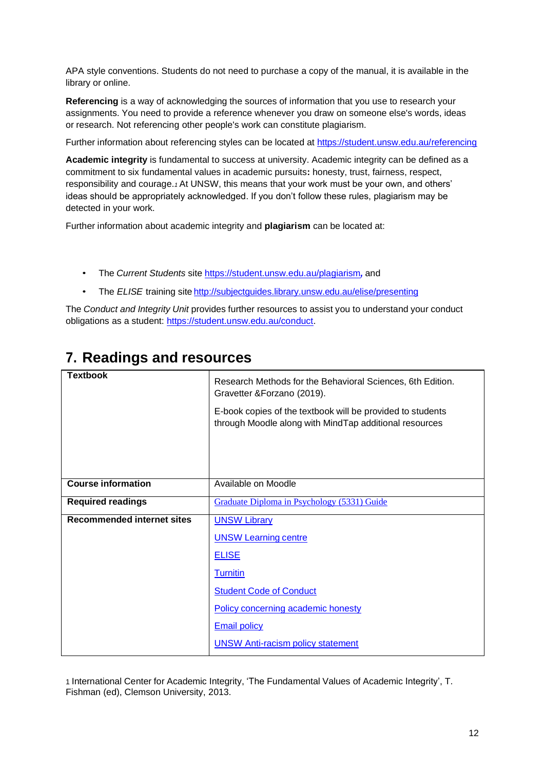APA style conventions. Students do not need to purchase a copy of the manual, it is available in the library or online.

**Referencing** is a way of acknowledging the sources of information that you use to research your assignments. You need to provide a reference whenever you draw on someone else's words, ideas or research. Not referencing other people's work can constitute plagiarism.

Further information about referencing styles can be located at https://student.unsw.edu.au/referencing

**Academic integrity** is fundamental to success at university. Academic integrity can be defined as a commitment to six fundamental values in academic pursuits**:** honesty, trust, fairness, respect, responsibility and courage.[1] At UNSW, this means that your work must be your own, and others' ideas should be appropriately acknowledged. If you don't follow these rules, plagiarism may be detected in your work.

Further information about academic integrity and **plagiarism** can be located at:

- The *Current Students* site https://student.unsw.edu.au/plagiarism*,* and
- The *ELISE* training site http://subjectguides.library.unsw.edu.au/elise/presenting

The *Conduct and Integrity Unit* provides further resources to assist you to understand your conduct obligations as a student: https://student.unsw.edu.au/conduct.

# 7. Readings and resources

| | |
|---|---|
| **Textbook** | Research Methods for the Behavioral Sciences, 6th Edition. Gravetter &Forzano (2019). E-book copies of the textbook will be provided to students through Moodle along with MindTap additional resources |
| **Course information** | Available on Moodle |
| **Required readings** | Graduate Diploma in Psychology (5331) Guide |
| **Recommended internet sites** | UNSW Library<br>UNSW Learning centre<br>ELISE<br>Turnitin<br>Student Code of Conduct<br>Policy concerning academic honesty<br>Email policy<br>UNSW Anti-racism policy statement |

[1] International Center for Academic Integrity, 'The Fundamental Values of Academic Integrity', T. Fishman (ed), Clemson University, 2013.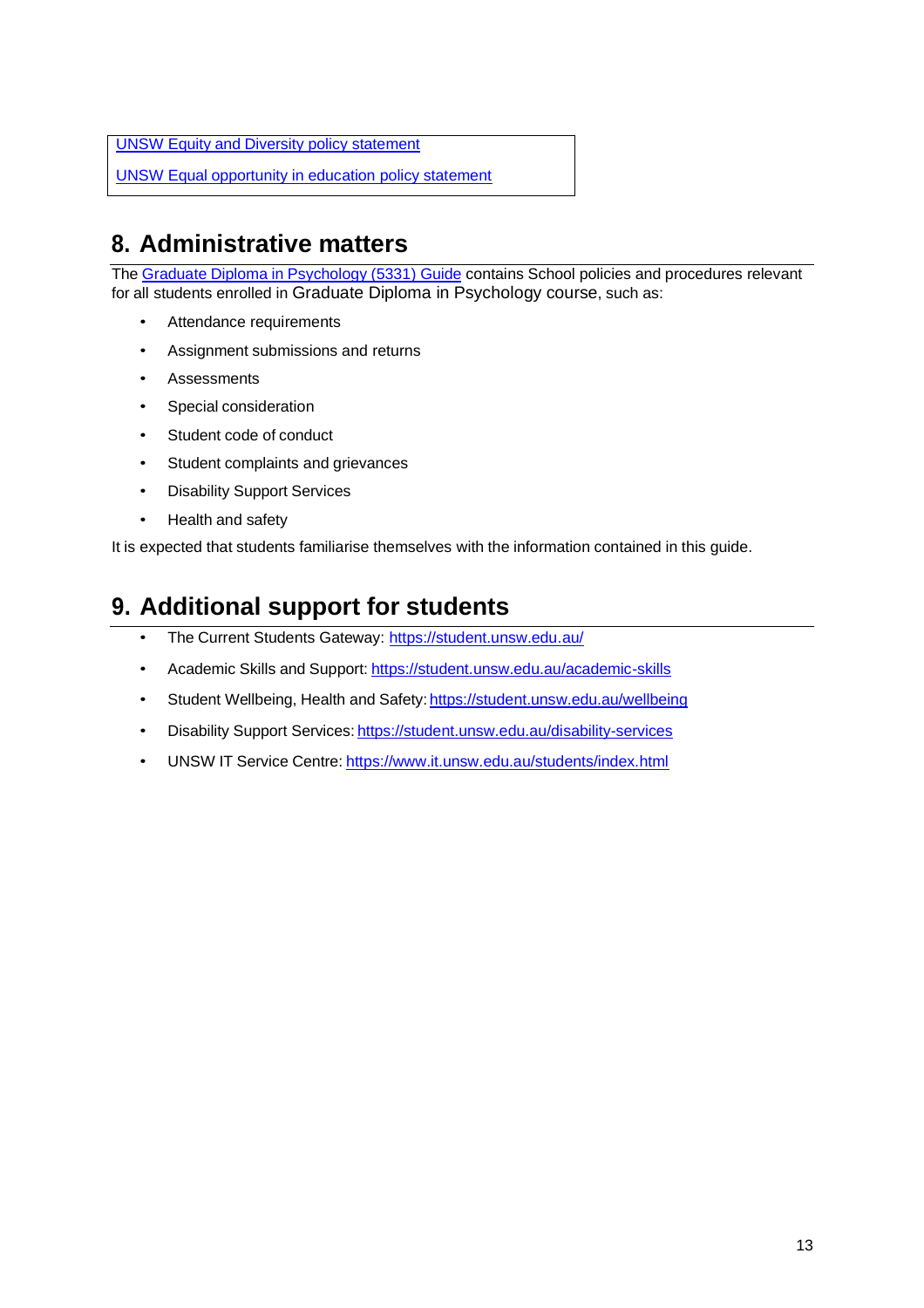[UNSW Equity and Diversity policy statement]

[UNSW Equal opportunity in education policy statement]

## 8. Administrative matters

The [Graduate Diploma in Psychology (5331) Guide] contains School policies and procedures relevant for all students enrolled in Graduate Diploma in Psychology course, such as:

- Attendance requirements
- Assignment submissions and returns
- Assessments
- Special consideration
- Student code of conduct
- Student complaints and grievances
- Disability Support Services
- Health and safety

It is expected that students familiarise themselves with the information contained in this guide.

## 9. Additional support for students

- The Current Students Gateway: https://student.unsw.edu.au/
- Academic Skills and Support: https://student.unsw.edu.au/academic-skills
- Student Wellbeing, Health and Safety: https://student.unsw.edu.au/wellbeing
- Disability Support Services: https://student.unsw.edu.au/disability-services
- UNSW IT Service Centre: https://www.it.unsw.edu.au/students/index.html